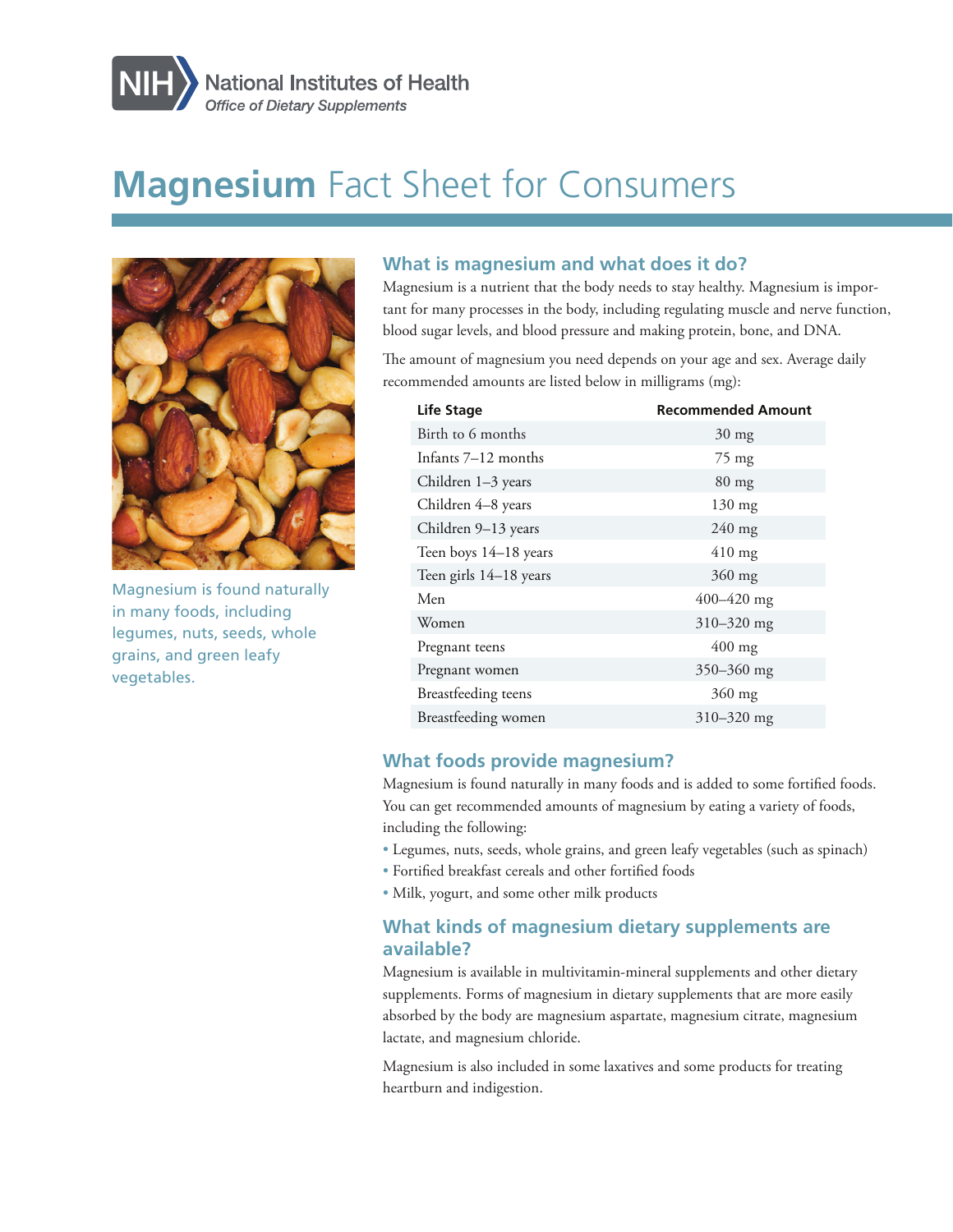National Institutes of Health
*Office of Dietary Supplements*

# Magnesium Fact Sheet for Consumers

Magnesium is found naturally in many foods, including legumes, nuts, seeds, whole grains, and green leafy vegetables.

## What is magnesium and what does it do?

Magnesium is a nutrient that the body needs to stay healthy. Magnesium is important for many processes in the body, including regulating muscle and nerve function, blood sugar levels, and blood pressure and making protein, bone, and DNA.

The amount of magnesium you need depends on your age and sex. Average daily recommended amounts are listed below in milligrams (mg):

| Life Stage | Recommended Amount |
|---|---|
| Birth to 6 months | 30 mg |
| Infants 7–12 months | 75 mg |
| Children 1–3 years | 80 mg |
| Children 4–8 years | 130 mg |
| Children 9–13 years | 240 mg |
| Teen boys 14–18 years | 410 mg |
| Teen girls 14–18 years | 360 mg |
| Men | 400–420 mg |
| Women | 310–320 mg |
| Pregnant teens | 400 mg |
| Pregnant women | 350–360 mg |
| Breastfeeding teens | 360 mg |
| Breastfeeding women | 310–320 mg |

## What foods provide magnesium?

Magnesium is found naturally in many foods and is added to some fortified foods. You can get recommended amounts of magnesium by eating a variety of foods, including the following:

- Legumes, nuts, seeds, whole grains, and green leafy vegetables (such as spinach)
- Fortified breakfast cereals and other fortified foods
- Milk, yogurt, and some other milk products

## What kinds of magnesium dietary supplements are available?

Magnesium is available in multivitamin-mineral supplements and other dietary supplements. Forms of magnesium in dietary supplements that are more easily absorbed by the body are magnesium aspartate, magnesium citrate, magnesium lactate, and magnesium chloride.

Magnesium is also included in some laxatives and some products for treating heartburn and indigestion.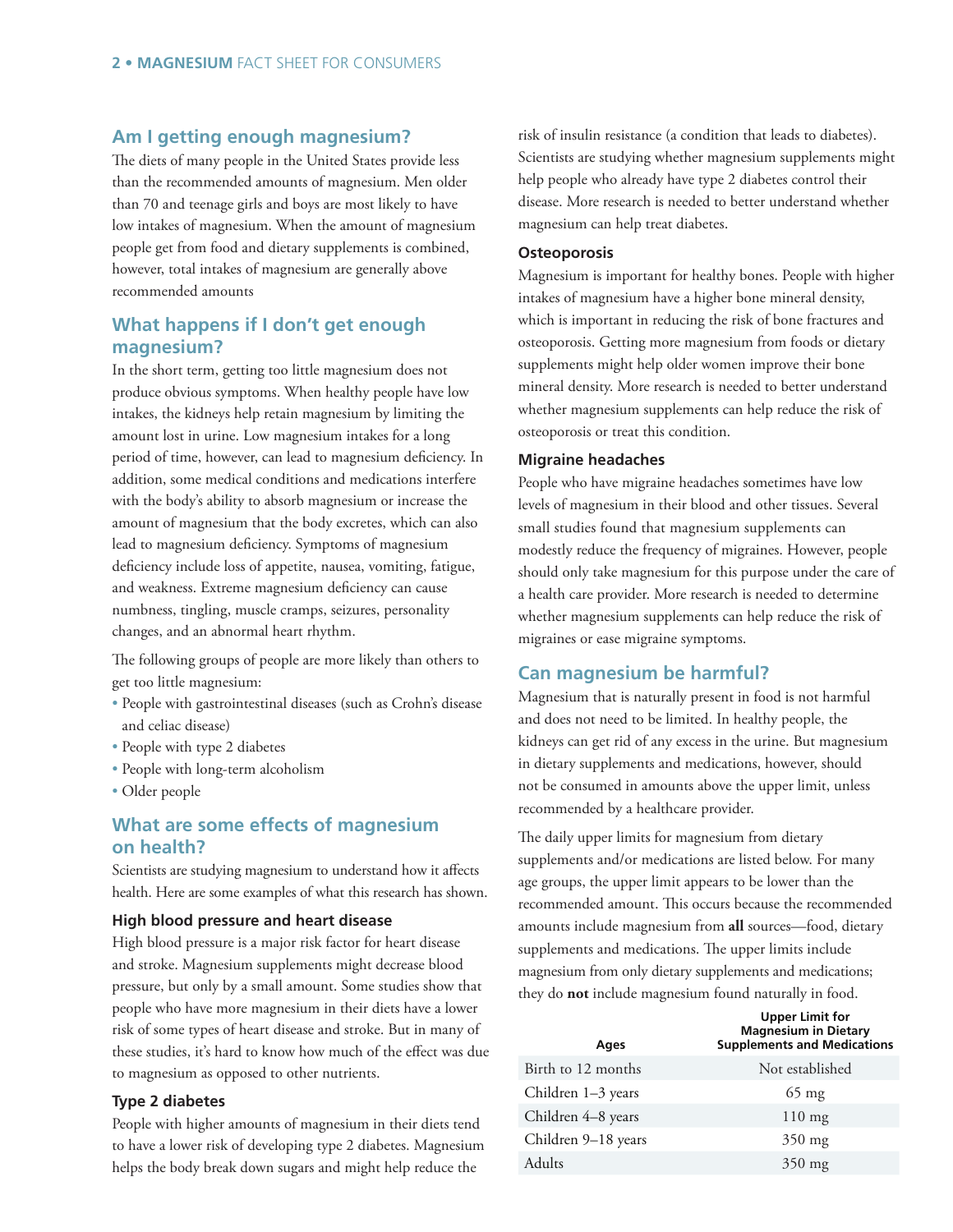## Am I getting enough magnesium?

The diets of many people in the United States provide less than the recommended amounts of magnesium. Men older than 70 and teenage girls and boys are most likely to have low intakes of magnesium. When the amount of magnesium people get from food and dietary supplements is combined, however, total intakes of magnesium are generally above recommended amounts

## What happens if I don't get enough magnesium?

In the short term, getting too little magnesium does not produce obvious symptoms. When healthy people have low intakes, the kidneys help retain magnesium by limiting the amount lost in urine. Low magnesium intakes for a long period of time, however, can lead to magnesium deficiency. In addition, some medical conditions and medications interfere with the body's ability to absorb magnesium or increase the amount of magnesium that the body excretes, which can also lead to magnesium deficiency. Symptoms of magnesium deficiency include loss of appetite, nausea, vomiting, fatigue, and weakness. Extreme magnesium deficiency can cause numbness, tingling, muscle cramps, seizures, personality changes, and an abnormal heart rhythm.

The following groups of people are more likely than others to get too little magnesium:

- People with gastrointestinal diseases (such as Crohn's disease and celiac disease)
- People with type 2 diabetes
- People with long-term alcoholism
- Older people

## What are some effects of magnesium on health?

Scientists are studying magnesium to understand how it affects health. Here are some examples of what this research has shown.

### High blood pressure and heart disease

High blood pressure is a major risk factor for heart disease and stroke. Magnesium supplements might decrease blood pressure, but only by a small amount. Some studies show that people who have more magnesium in their diets have a lower risk of some types of heart disease and stroke. But in many of these studies, it's hard to know how much of the effect was due to magnesium as opposed to other nutrients.

### Type 2 diabetes

People with higher amounts of magnesium in their diets tend to have a lower risk of developing type 2 diabetes. Magnesium helps the body break down sugars and might help reduce the risk of insulin resistance (a condition that leads to diabetes). Scientists are studying whether magnesium supplements might help people who already have type 2 diabetes control their disease. More research is needed to better understand whether magnesium can help treat diabetes.

### Osteoporosis

Magnesium is important for healthy bones. People with higher intakes of magnesium have a higher bone mineral density, which is important in reducing the risk of bone fractures and osteoporosis. Getting more magnesium from foods or dietary supplements might help older women improve their bone mineral density. More research is needed to better understand whether magnesium supplements can help reduce the risk of osteoporosis or treat this condition.

### Migraine headaches

People who have migraine headaches sometimes have low levels of magnesium in their blood and other tissues. Several small studies found that magnesium supplements can modestly reduce the frequency of migraines. However, people should only take magnesium for this purpose under the care of a health care provider. More research is needed to determine whether magnesium supplements can help reduce the risk of migraines or ease migraine symptoms.

## Can magnesium be harmful?

Magnesium that is naturally present in food is not harmful and does not need to be limited. In healthy people, the kidneys can get rid of any excess in the urine. But magnesium in dietary supplements and medications, however, should not be consumed in amounts above the upper limit, unless recommended by a healthcare provider.

The daily upper limits for magnesium from dietary supplements and/or medications are listed below. For many age groups, the upper limit appears to be lower than the recommended amount. This occurs because the recommended amounts include magnesium from **all** sources—food, dietary supplements and medications. The upper limits include magnesium from only dietary supplements and medications; they do **not** include magnesium found naturally in food.

| Ages | Upper Limit for Magnesium in Dietary Supplements and Medications |
|---|---|
| Birth to 12 months | Not established |
| Children 1–3 years | 65 mg |
| Children 4–8 years | 110 mg |
| Children 9–18 years | 350 mg |
| Adults | 350 mg |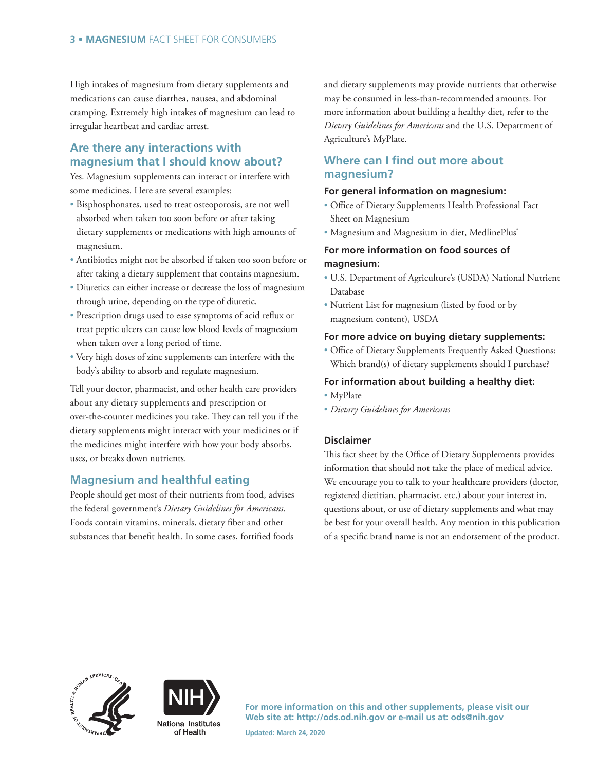High intakes of magnesium from dietary supplements and medications can cause diarrhea, nausea, and abdominal cramping. Extremely high intakes of magnesium can lead to irregular heartbeat and cardiac arrest.

## Are there any interactions with magnesium that I should know about?

Yes. Magnesium supplements can interact or interfere with some medicines. Here are several examples:

- Bisphosphonates, used to treat osteoporosis, are not well absorbed when taken too soon before or after taking dietary supplements or medications with high amounts of magnesium.
- Antibiotics might not be absorbed if taken too soon before or after taking a dietary supplement that contains magnesium.
- Diuretics can either increase or decrease the loss of magnesium through urine, depending on the type of diuretic.
- Prescription drugs used to ease symptoms of acid reflux or treat peptic ulcers can cause low blood levels of magnesium when taken over a long period of time.
- Very high doses of zinc supplements can interfere with the body's ability to absorb and regulate magnesium.

Tell your doctor, pharmacist, and other health care providers about any dietary supplements and prescription or over-the-counter medicines you take. They can tell you if the dietary supplements might interact with your medicines or if the medicines might interfere with how your body absorbs, uses, or breaks down nutrients.

## Magnesium and healthful eating

People should get most of their nutrients from food, advises the federal government's *Dietary Guidelines for Americans*. Foods contain vitamins, minerals, dietary fiber and other substances that benefit health. In some cases, fortified foods and dietary supplements may provide nutrients that otherwise may be consumed in less-than-recommended amounts. For more information about building a healthy diet, refer to the *Dietary Guidelines for Americans* and the U.S. Department of Agriculture's MyPlate.

## Where can I find out more about magnesium?

**For general information on magnesium:**

- Office of Dietary Supplements Health Professional Fact Sheet on Magnesium
- Magnesium and Magnesium in diet, MedlinePlus®

**For more information on food sources of magnesium:**

- U.S. Department of Agriculture's (USDA) National Nutrient Database
- Nutrient List for magnesium (listed by food or by magnesium content), USDA

**For more advice on buying dietary supplements:**

- Office of Dietary Supplements Frequently Asked Questions: Which brand(s) of dietary supplements should I purchase?

**For information about building a healthy diet:**

- MyPlate
- *Dietary Guidelines for Americans*

**Disclaimer**

This fact sheet by the Office of Dietary Supplements provides information that should not take the place of medical advice. We encourage you to talk to your healthcare providers (doctor, registered dietitian, pharmacist, etc.) about your interest in, questions about, or use of dietary supplements and what may be best for your overall health. Any mention in this publication of a specific brand name is not an endorsement of the product.

National Institutes of Health

**For more information on this and other supplements, please visit our Web site at: http://ods.od.nih.gov or e-mail us at: ods@nih.gov**

**Updated: March 24, 2020**